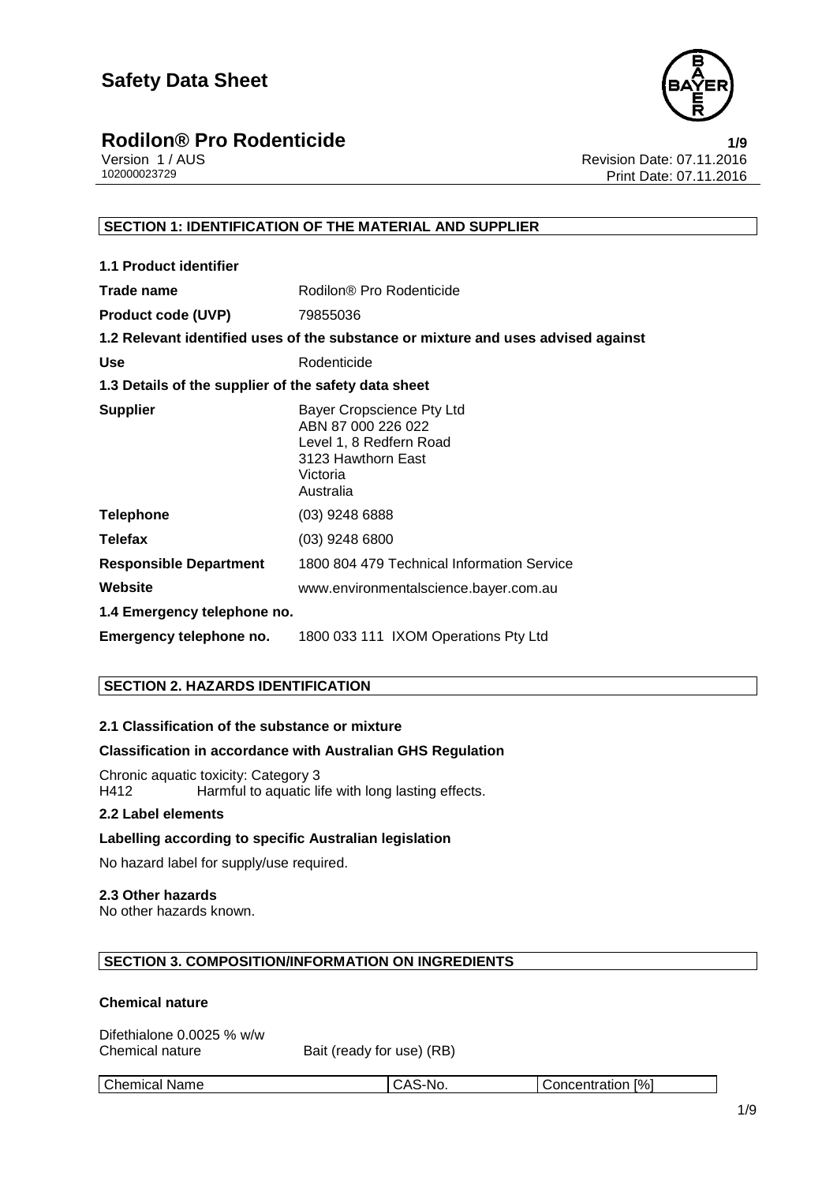# Safety Data Sheet

## Rodilon® Pro Rodenticide

Version 1 / AUS
102000023729

Revision Date: 07.11.2016
Print Date: 07.11.2016

### SECTION 1: IDENTIFICATION OF THE MATERIAL AND SUPPLIER

**1.1 Product identifier**

| | |
|---|---|
| **Trade name** | Rodilon® Pro Rodenticide |
| **Product code (UVP)** | 79855036 |

**1.2 Relevant identified uses of the substance or mixture and uses advised against**

| | |
|---|---|
| **Use** | Rodenticide |

**1.3 Details of the supplier of the safety data sheet**

| | |
|---|---|
| **Supplier** | Bayer Cropscience Pty Ltd<br>ABN 87 000 226 022<br>Level 1, 8 Redfern Road<br>3123 Hawthorn East<br>Victoria<br>Australia |
| **Telephone** | (03) 9248 6888 |
| **Telefax** | (03) 9248 6800 |
| **Responsible Department** | 1800 804 479 Technical Information Service |
| **Website** | www.environmentalscience.bayer.com.au |

**1.4 Emergency telephone no.**

| | |
|---|---|
| **Emergency telephone no.** | 1800 033 111 IXOM Operations Pty Ltd |

### SECTION 2. HAZARDS IDENTIFICATION

**2.1 Classification of the substance or mixture**

**Classification in accordance with Australian GHS Regulation**

Chronic aquatic toxicity: Category 3
H412 Harmful to aquatic life with long lasting effects.

**2.2 Label elements**

**Labelling according to specific Australian legislation**

No hazard label for supply/use required.

**2.3 Other hazards**
No other hazards known.

### SECTION 3. COMPOSITION/INFORMATION ON INGREDIENTS

**Chemical nature**

Difethialone 0.0025 % w/w
Chemical nature Bait (ready for use) (RB)

| Chemical Name | CAS-No. | Concentration [%] |
|---|---|---|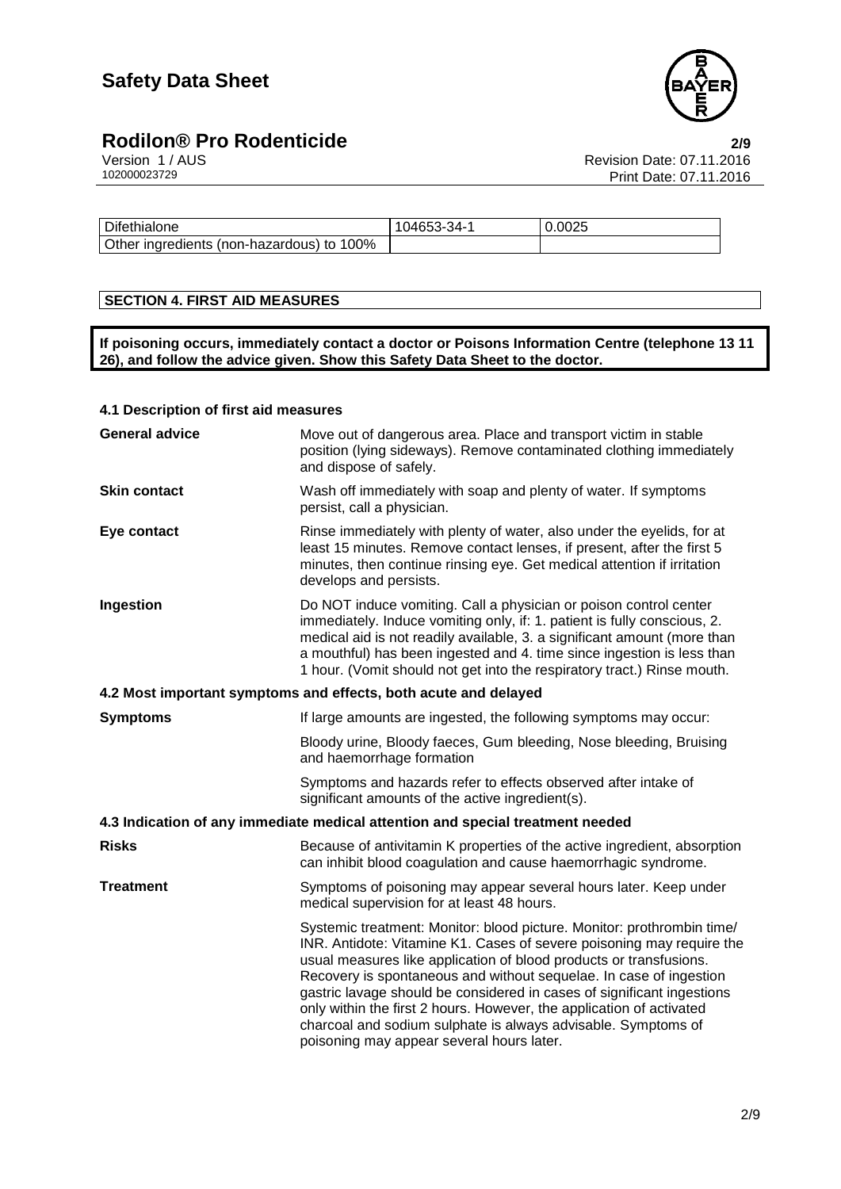| Difethialone | 104653-34-1 | 0.0025 |
|---|---|---|
| Other ingredients (non-hazardous) to 100% | | |

## SECTION 4. FIRST AID MEASURES

**If poisoning occurs, immediately contact a doctor or Poisons Information Centre (telephone 13 11 26), and follow the advice given. Show this Safety Data Sheet to the doctor.**

### 4.1 Description of first aid measures

**General advice**
Move out of dangerous area. Place and transport victim in stable position (lying sideways). Remove contaminated clothing immediately and dispose of safely.

**Skin contact**
Wash off immediately with soap and plenty of water. If symptoms persist, call a physician.

**Eye contact**
Rinse immediately with plenty of water, also under the eyelids, for at least 15 minutes. Remove contact lenses, if present, after the first 5 minutes, then continue rinsing eye. Get medical attention if irritation develops and persists.

**Ingestion**
Do NOT induce vomiting. Call a physician or poison control center immediately. Induce vomiting only, if: 1. patient is fully conscious, 2. medical aid is not readily available, 3. a significant amount (more than a mouthful) has been ingested and 4. time since ingestion is less than 1 hour. (Vomit should not get into the respiratory tract.) Rinse mouth.

### 4.2 Most important symptoms and effects, both acute and delayed

**Symptoms**
If large amounts are ingested, the following symptoms may occur:

Bloody urine, Bloody faeces, Gum bleeding, Nose bleeding, Bruising and haemorrhage formation

Symptoms and hazards refer to effects observed after intake of significant amounts of the active ingredient(s).

### 4.3 Indication of any immediate medical attention and special treatment needed

**Risks**
Because of antivitamin K properties of the active ingredient, absorption can inhibit blood coagulation and cause haemorrhagic syndrome.

**Treatment**
Symptoms of poisoning may appear several hours later. Keep under medical supervision for at least 48 hours.

Systemic treatment: Monitor: blood picture. Monitor: prothrombin time/ INR. Antidote: Vitamine K1. Cases of severe poisoning may require the usual measures like application of blood products or transfusions. Recovery is spontaneous and without sequelae. In case of ingestion gastric lavage should be considered in cases of significant ingestions only within the first 2 hours. However, the application of activated charcoal and sodium sulphate is always advisable. Symptoms of poisoning may appear several hours later.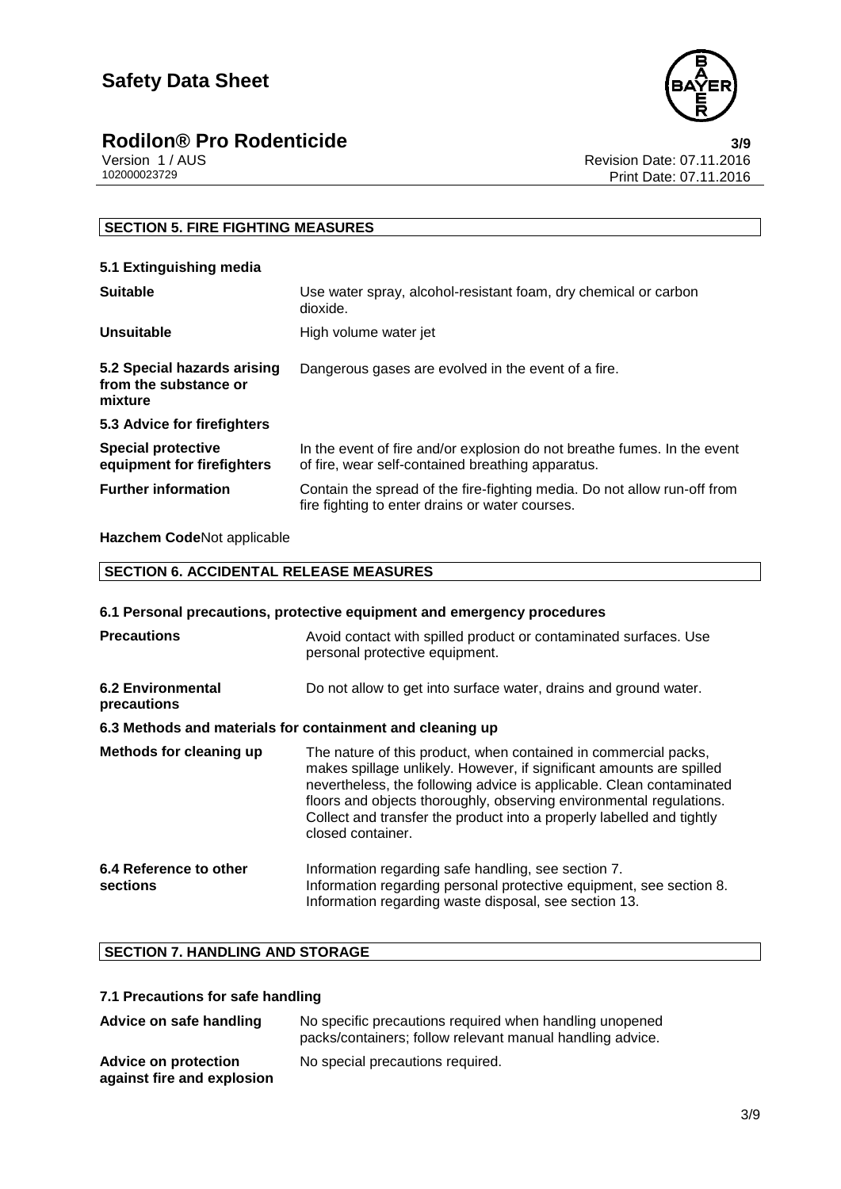## SECTION 5. FIRE FIGHTING MEASURES

### 5.1 Extinguishing media

| | |
|---|---|
| **Suitable** | Use water spray, alcohol-resistant foam, dry chemical or carbon dioxide. |
| **Unsuitable** | High volume water jet |
| **5.2 Special hazards arising from the substance or mixture** | Dangerous gases are evolved in the event of a fire. |

### 5.3 Advice for firefighters

| | |
|---|---|
| **Special protective equipment for firefighters** | In the event of fire and/or explosion do not breathe fumes. In the event of fire, wear self-contained breathing apparatus. |
| **Further information** | Contain the spread of the fire-fighting media. Do not allow run-off from fire fighting to enter drains or water courses. |

**Hazchem Code**Not applicable

## SECTION 6. ACCIDENTAL RELEASE MEASURES

### 6.1 Personal precautions, protective equipment and emergency procedures

| | |
|---|---|
| **Precautions** | Avoid contact with spilled product or contaminated surfaces. Use personal protective equipment. |
| **6.2 Environmental precautions** | Do not allow to get into surface water, drains and ground water. |

### 6.3 Methods and materials for containment and cleaning up

| | |
|---|---|
| **Methods for cleaning up** | The nature of this product, when contained in commercial packs, makes spillage unlikely. However, if significant amounts are spilled nevertheless, the following advice is applicable. Clean contaminated floors and objects thoroughly, observing environmental regulations. Collect and transfer the product into a properly labelled and tightly closed container. |
| **6.4 Reference to other sections** | Information regarding safe handling, see section 7. Information regarding personal protective equipment, see section 8. Information regarding waste disposal, see section 13. |

## SECTION 7. HANDLING AND STORAGE

### 7.1 Precautions for safe handling

| | |
|---|---|
| **Advice on safe handling** | No specific precautions required when handling unopened packs/containers; follow relevant manual handling advice. |
| **Advice on protection against fire and explosion** | No special precautions required. |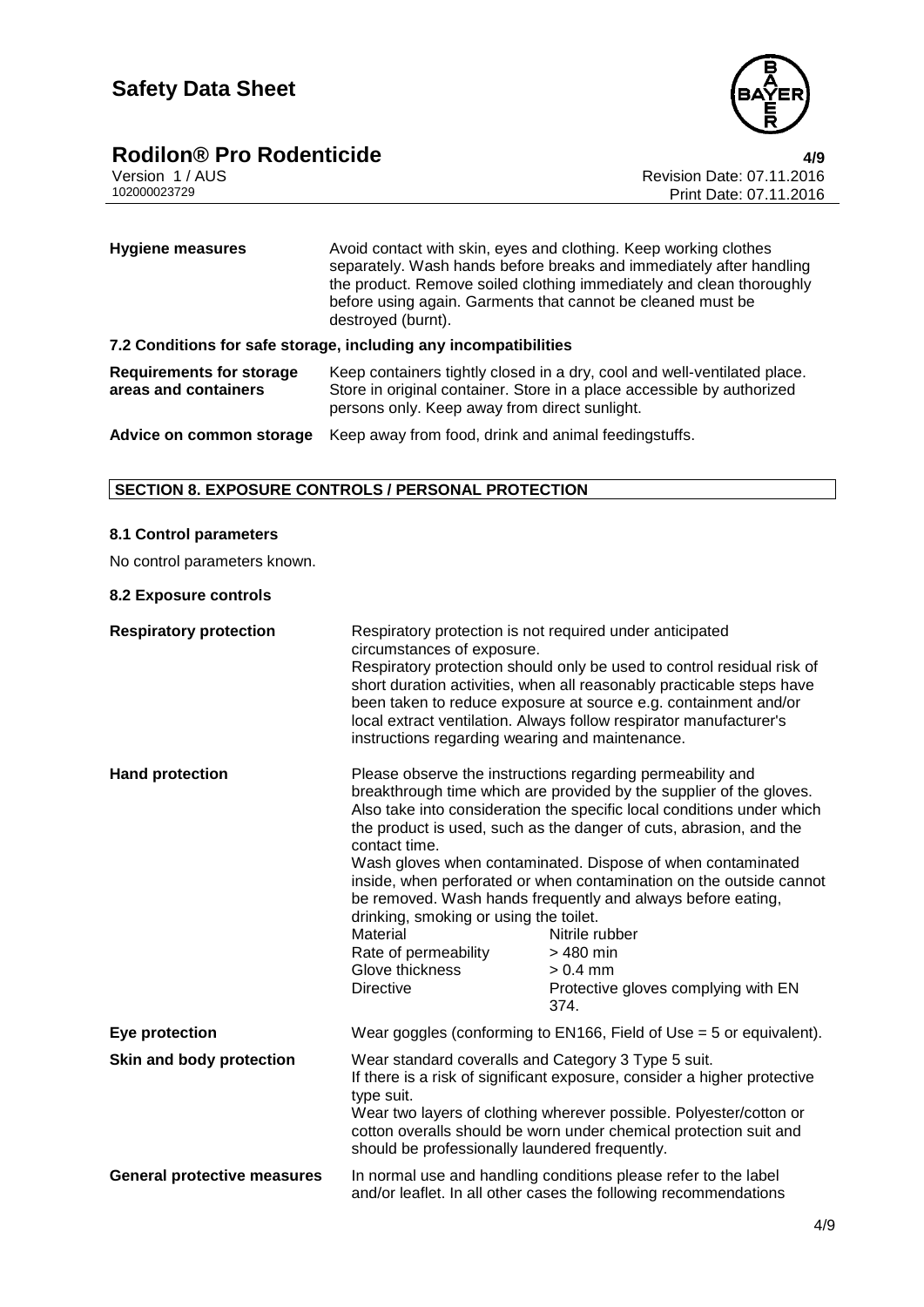| | |
|---|---|
| **Hygiene measures** | Avoid contact with skin, eyes and clothing. Keep working clothes separately. Wash hands before breaks and immediately after handling the product. Remove soiled clothing immediately and clean thoroughly before using again. Garments that cannot be cleaned must be destroyed (burnt). |

### 7.2 Conditions for safe storage, including any incompatibilities

| | |
|---|---|
| **Requirements for storage areas and containers** | Keep containers tightly closed in a dry, cool and well-ventilated place. Store in original container. Store in a place accessible by authorized persons only. Keep away from direct sunlight. |
| **Advice on common storage** | Keep away from food, drink and animal feedingstuffs. |

## SECTION 8. EXPOSURE CONTROLS / PERSONAL PROTECTION

### 8.1 Control parameters

No control parameters known.

### 8.2 Exposure controls

**Respiratory protection**

Respiratory protection is not required under anticipated circumstances of exposure.
Respiratory protection should only be used to control residual risk of short duration activities, when all reasonably practicable steps have been taken to reduce exposure at source e.g. containment and/or local extract ventilation. Always follow respirator manufacturer's instructions regarding wearing and maintenance.

**Hand protection**

Please observe the instructions regarding permeability and breakthrough time which are provided by the supplier of the gloves. Also take into consideration the specific local conditions under which the product is used, such as the danger of cuts, abrasion, and the contact time.
Wash gloves when contaminated. Dispose of when contaminated inside, when perforated or when contamination on the outside cannot be removed. Wash hands frequently and always before eating, drinking, smoking or using the toilet.

| | |
|---|---|
| Material | Nitrile rubber |
| Rate of permeability | > 480 min |
| Glove thickness | > 0.4 mm |
| Directive | Protective gloves complying with EN 374. |

**Eye protection**

Wear goggles (conforming to EN166, Field of Use = 5 or equivalent).

**Skin and body protection**

Wear standard coveralls and Category 3 Type 5 suit.
If there is a risk of significant exposure, consider a higher protective type suit.
Wear two layers of clothing wherever possible. Polyester/cotton or cotton overalls should be worn under chemical protection suit and should be professionally laundered frequently.

**General protective measures**

In normal use and handling conditions please refer to the label and/or leaflet. In all other cases the following recommendations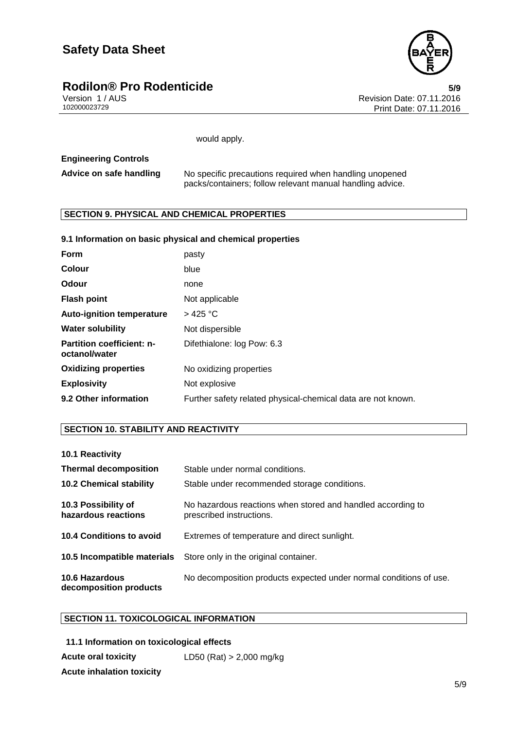would apply.

**Engineering Controls**

| | |
|---|---|
| **Advice on safe handling** | No specific precautions required when handling unopened packs/containers; follow relevant manual handling advice. |

## SECTION 9. PHYSICAL AND CHEMICAL PROPERTIES

### 9.1 Information on basic physical and chemical properties

| | |
|---|---|
| **Form** | pasty |
| **Colour** | blue |
| **Odour** | none |
| **Flash point** | Not applicable |
| **Auto-ignition temperature** | > 425 °C |
| **Water solubility** | Not dispersible |
| **Partition coefficient: n-octanol/water** | Difethialone: log Pow: 6.3 |
| **Oxidizing properties** | No oxidizing properties |
| **Explosivity** | Not explosive |
| **9.2 Other information** | Further safety related physical-chemical data are not known. |

## SECTION 10. STABILITY AND REACTIVITY

**10.1 Reactivity**

| | |
|---|---|
| **Thermal decomposition** | Stable under normal conditions. |
| **10.2 Chemical stability** | Stable under recommended storage conditions. |
| **10.3 Possibility of hazardous reactions** | No hazardous reactions when stored and handled according to prescribed instructions. |
| **10.4 Conditions to avoid** | Extremes of temperature and direct sunlight. |
| **10.5 Incompatible materials** | Store only in the original container. |
| **10.6 Hazardous decomposition products** | No decomposition products expected under normal conditions of use. |

## SECTION 11. TOXICOLOGICAL INFORMATION

### 11.1 Information on toxicological effects

| | |
|---|---|
| **Acute oral toxicity** | LD50 (Rat) > 2,000 mg/kg |
| **Acute inhalation toxicity** | |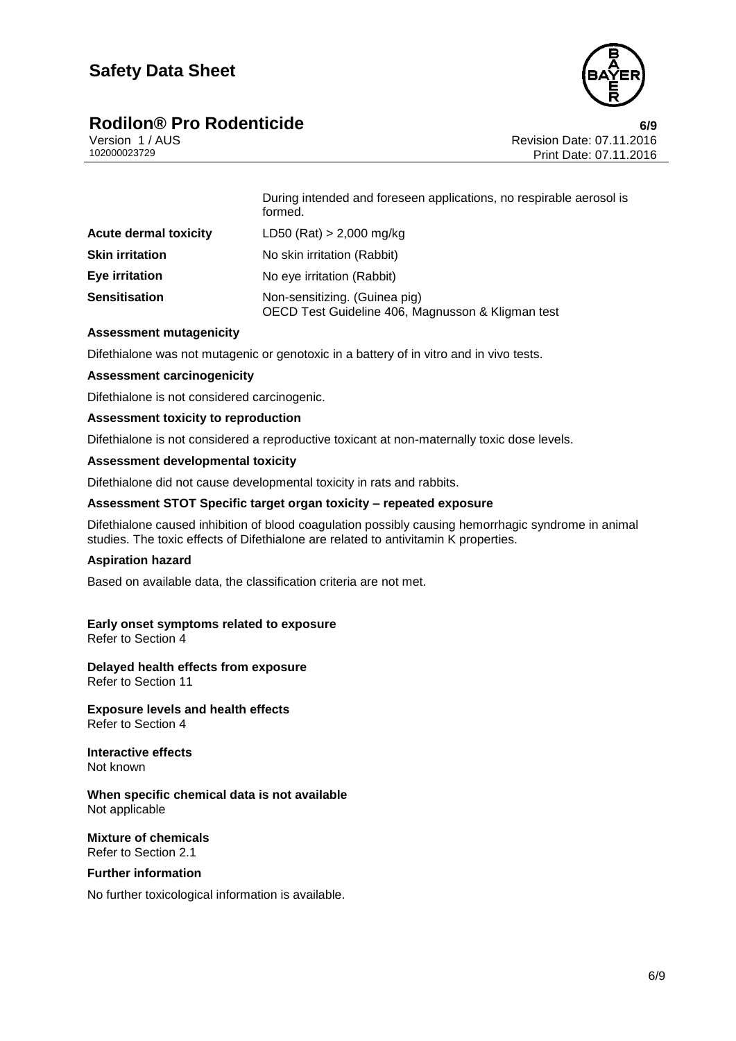| | |
|---|---|
| | During intended and foreseen applications, no respirable aerosol is formed. |
| **Acute dermal toxicity** | LD50 (Rat) > 2,000 mg/kg |
| **Skin irritation** | No skin irritation (Rabbit) |
| **Eye irritation** | No eye irritation (Rabbit) |
| **Sensitisation** | Non-sensitizing. (Guinea pig)<br>OECD Test Guideline 406, Magnusson & Kligman test |

**Assessment mutagenicity**

Difethialone was not mutagenic or genotoxic in a battery of in vitro and in vivo tests.

**Assessment carcinogenicity**

Difethialone is not considered carcinogenic.

**Assessment toxicity to reproduction**

Difethialone is not considered a reproductive toxicant at non-maternally toxic dose levels.

**Assessment developmental toxicity**

Difethialone did not cause developmental toxicity in rats and rabbits.

**Assessment STOT Specific target organ toxicity – repeated exposure**

Difethialone caused inhibition of blood coagulation possibly causing hemorrhagic syndrome in animal studies. The toxic effects of Difethialone are related to antivitamin K properties.

**Aspiration hazard**

Based on available data, the classification criteria are not met.

**Early onset symptoms related to exposure**
Refer to Section 4

**Delayed health effects from exposure**
Refer to Section 11

**Exposure levels and health effects**
Refer to Section 4

**Interactive effects**
Not known

**When specific chemical data is not available**
Not applicable

**Mixture of chemicals**
Refer to Section 2.1

**Further information**

No further toxicological information is available.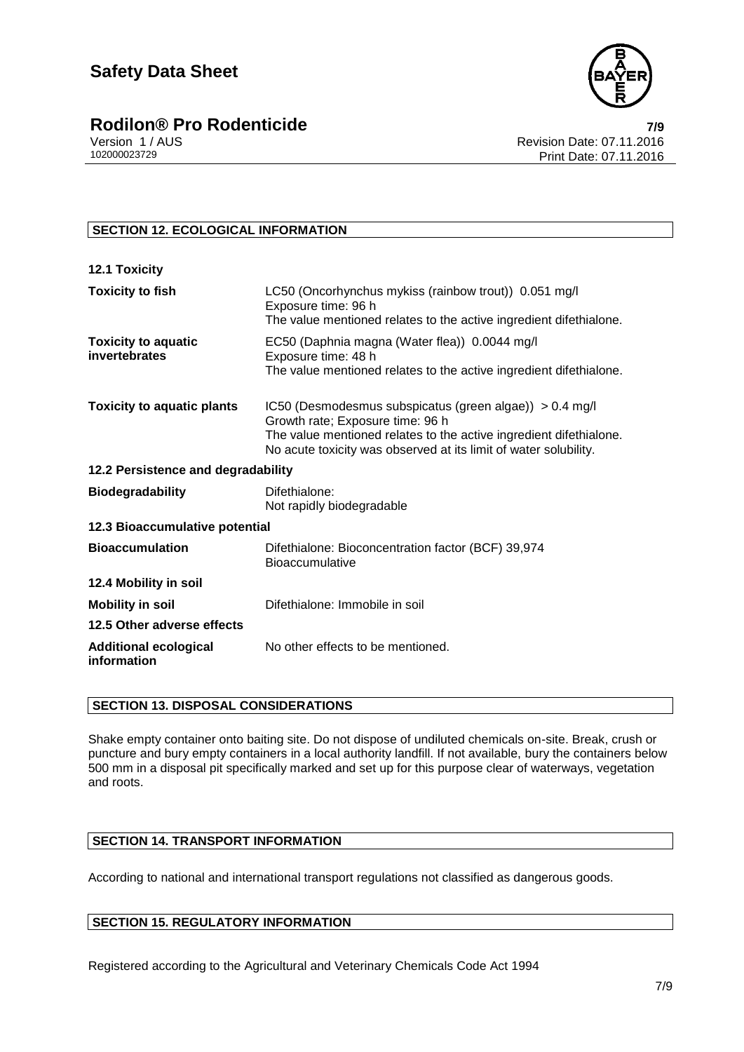## SECTION 12. ECOLOGICAL INFORMATION

### 12.1 Toxicity

| | |
|---|---|
| **Toxicity to fish** | LC50 (Oncorhynchus mykiss (rainbow trout)) 0.051 mg/l<br>Exposure time: 96 h<br>The value mentioned relates to the active ingredient difethialone. |
| **Toxicity to aquatic invertebrates** | EC50 (Daphnia magna (Water flea)) 0.0044 mg/l<br>Exposure time: 48 h<br>The value mentioned relates to the active ingredient difethialone. |
| **Toxicity to aquatic plants** | IC50 (Desmodesmus subspicatus (green algae)) > 0.4 mg/l<br>Growth rate; Exposure time: 96 h<br>The value mentioned relates to the active ingredient difethialone.<br>No acute toxicity was observed at its limit of water solubility. |

### 12.2 Persistence and degradability

| | |
|---|---|
| **Biodegradability** | Difethialone:<br>Not rapidly biodegradable |

### 12.3 Bioaccumulative potential

| | |
|---|---|
| **Bioaccumulation** | Difethialone: Bioconcentration factor (BCF) 39,974<br>Bioaccumulative |

### 12.4 Mobility in soil

| | |
|---|---|
| **Mobility in soil** | Difethialone: Immobile in soil |

### 12.5 Other adverse effects

| | |
|---|---|
| **Additional ecological information** | No other effects to be mentioned. |

## SECTION 13. DISPOSAL CONSIDERATIONS

Shake empty container onto baiting site. Do not dispose of undiluted chemicals on-site. Break, crush or puncture and bury empty containers in a local authority landfill. If not available, bury the containers below 500 mm in a disposal pit specifically marked and set up for this purpose clear of waterways, vegetation and roots.

## SECTION 14. TRANSPORT INFORMATION

According to national and international transport regulations not classified as dangerous goods.

## SECTION 15. REGULATORY INFORMATION

Registered according to the Agricultural and Veterinary Chemicals Code Act 1994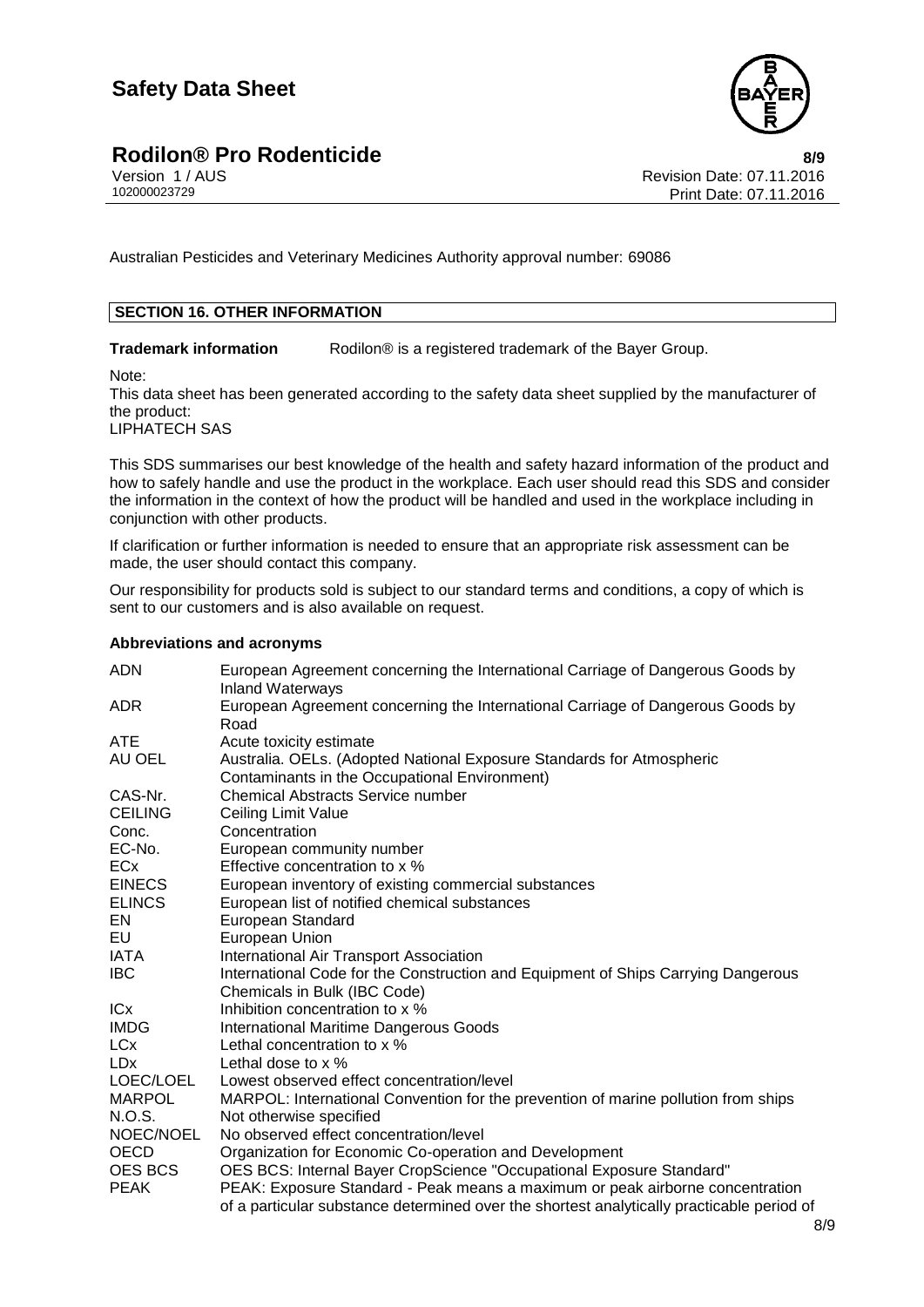Australian Pesticides and Veterinary Medicines Authority approval number: 69086

## SECTION 16. OTHER INFORMATION

**Trademark information** Rodilon® is a registered trademark of the Bayer Group.

Note:
This data sheet has been generated according to the safety data sheet supplied by the manufacturer of the product:
LIPHATECH SAS

This SDS summarises our best knowledge of the health and safety hazard information of the product and how to safely handle and use the product in the workplace. Each user should read this SDS and consider the information in the context of how the product will be handled and used in the workplace including in conjunction with other products.

If clarification or further information is needed to ensure that an appropriate risk assessment can be made, the user should contact this company.

Our responsibility for products sold is subject to our standard terms and conditions, a copy of which is sent to our customers and is also available on request.

**Abbreviations and acronyms**

| | |
|---|---|
| ADN | European Agreement concerning the International Carriage of Dangerous Goods by Inland Waterways |
| ADR | European Agreement concerning the International Carriage of Dangerous Goods by Road |
| ATE | Acute toxicity estimate |
| AU OEL | Australia. OELs. (Adopted National Exposure Standards for Atmospheric Contaminants in the Occupational Environment) |
| CAS-Nr. | Chemical Abstracts Service number |
| CEILING | Ceiling Limit Value |
| Conc. | Concentration |
| EC-No. | European community number |
| ECx | Effective concentration to x % |
| EINECS | European inventory of existing commercial substances |
| ELINCS | European list of notified chemical substances |
| EN | European Standard |
| EU | European Union |
| IATA | International Air Transport Association |
| IBC | International Code for the Construction and Equipment of Ships Carrying Dangerous Chemicals in Bulk (IBC Code) |
| ICx | Inhibition concentration to x % |
| IMDG | International Maritime Dangerous Goods |
| LCx | Lethal concentration to x % |
| LDx | Lethal dose to x % |
| LOEC/LOEL | Lowest observed effect concentration/level |
| MARPOL | MARPOL: International Convention for the prevention of marine pollution from ships |
| N.O.S. | Not otherwise specified |
| NOEC/NOEL | No observed effect concentration/level |
| OECD | Organization for Economic Co-operation and Development |
| OES BCS | OES BCS: Internal Bayer CropScience "Occupational Exposure Standard" |
| PEAK | PEAK: Exposure Standard - Peak means a maximum or peak airborne concentration of a particular substance determined over the shortest analytically practicable period of |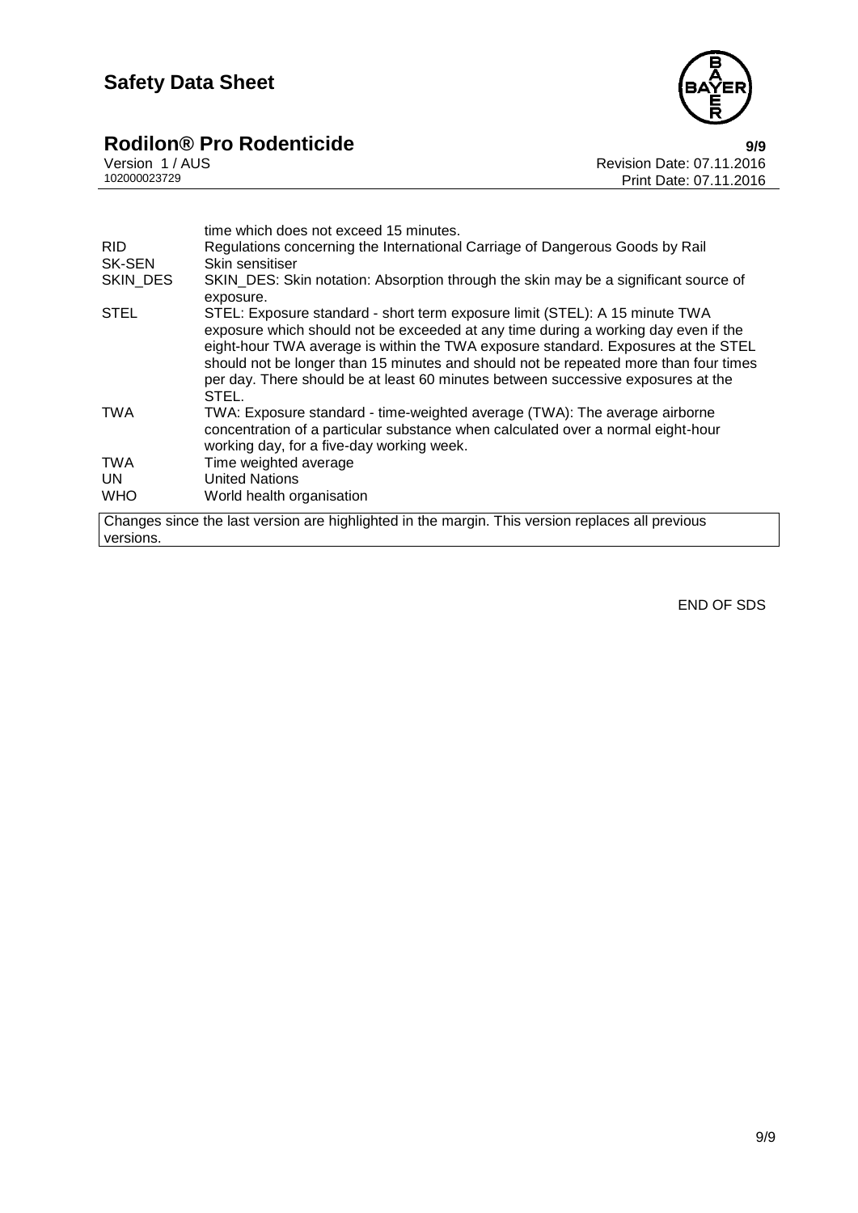| | |
|---|---|
| | time which does not exceed 15 minutes. |
| RID | Regulations concerning the International Carriage of Dangerous Goods by Rail |
| SK-SEN | Skin sensitiser |
| SKIN_DES | SKIN_DES: Skin notation: Absorption through the skin may be a significant source of exposure. |
| STEL | STEL: Exposure standard - short term exposure limit (STEL): A 15 minute TWA exposure which should not be exceeded at any time during a working day even if the eight-hour TWA average is within the TWA exposure standard. Exposures at the STEL should not be longer than 15 minutes and should not be repeated more than four times per day. There should be at least 60 minutes between successive exposures at the STEL. |
| TWA | TWA: Exposure standard - time-weighted average (TWA): The average airborne concentration of a particular substance when calculated over a normal eight-hour working day, for a five-day working week. |
| TWA | Time weighted average |
| UN | United Nations |
| WHO | World health organisation |

Changes since the last version are highlighted in the margin. This version replaces all previous versions.

END OF SDS